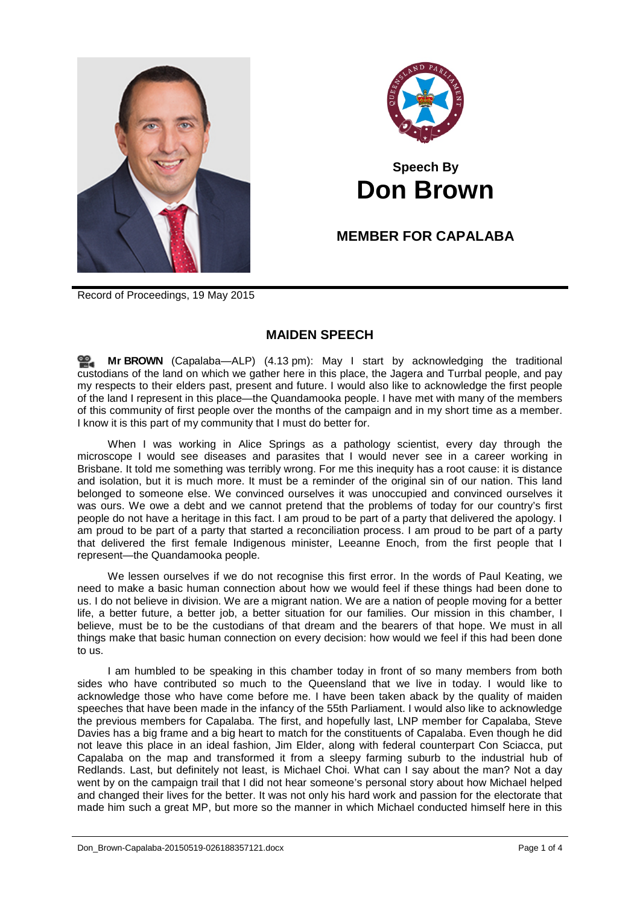## Speech By
# Don Brown

## MEMBER FOR CAPALABA

Record of Proceedings, 19 May 2015

### MAIDEN SPEECH

**Mr BROWN** (Capalaba—ALP) (4.13 pm): May I start by acknowledging the traditional custodians of the land on which we gather here in this place, the Jagera and Turrbal people, and pay my respects to their elders past, present and future. I would also like to acknowledge the first people of the land I represent in this place—the Quandamooka people. I have met with many of the members of this community of first people over the months of the campaign and in my short time as a member. I know it is this part of my community that I must do better for.

When I was working in Alice Springs as a pathology scientist, every day through the microscope I would see diseases and parasites that I would never see in a career working in Brisbane. It told me something was terribly wrong. For me this inequity has a root cause: it is distance and isolation, but it is much more. It must be a reminder of the original sin of our nation. This land belonged to someone else. We convinced ourselves it was unoccupied and convinced ourselves it was ours. We owe a debt and we cannot pretend that the problems of today for our country's first people do not have a heritage in this fact. I am proud to be part of a party that delivered the apology. I am proud to be part of a party that started a reconciliation process. I am proud to be part of a party that delivered the first female Indigenous minister, Leeanne Enoch, from the first people that I represent—the Quandamooka people.

We lessen ourselves if we do not recognise this first error. In the words of Paul Keating, we need to make a basic human connection about how we would feel if these things had been done to us. I do not believe in division. We are a migrant nation. We are a nation of people moving for a better life, a better future, a better job, a better situation for our families. Our mission in this chamber, I believe, must be to be the custodians of that dream and the bearers of that hope. We must in all things make that basic human connection on every decision: how would we feel if this had been done to us.

I am humbled to be speaking in this chamber today in front of so many members from both sides who have contributed so much to the Queensland that we live in today. I would like to acknowledge those who have come before me. I have been taken aback by the quality of maiden speeches that have been made in the infancy of the 55th Parliament. I would also like to acknowledge the previous members for Capalaba. The first, and hopefully last, LNP member for Capalaba, Steve Davies has a big frame and a big heart to match for the constituents of Capalaba. Even though he did not leave this place in an ideal fashion, Jim Elder, along with federal counterpart Con Sciacca, put Capalaba on the map and transformed it from a sleepy farming suburb to the industrial hub of Redlands. Last, but definitely not least, is Michael Choi. What can I say about the man? Not a day went by on the campaign trail that I did not hear someone's personal story about how Michael helped and changed their lives for the better. It was not only his hard work and passion for the electorate that made him such a great MP, but more so the manner in which Michael conducted himself here in this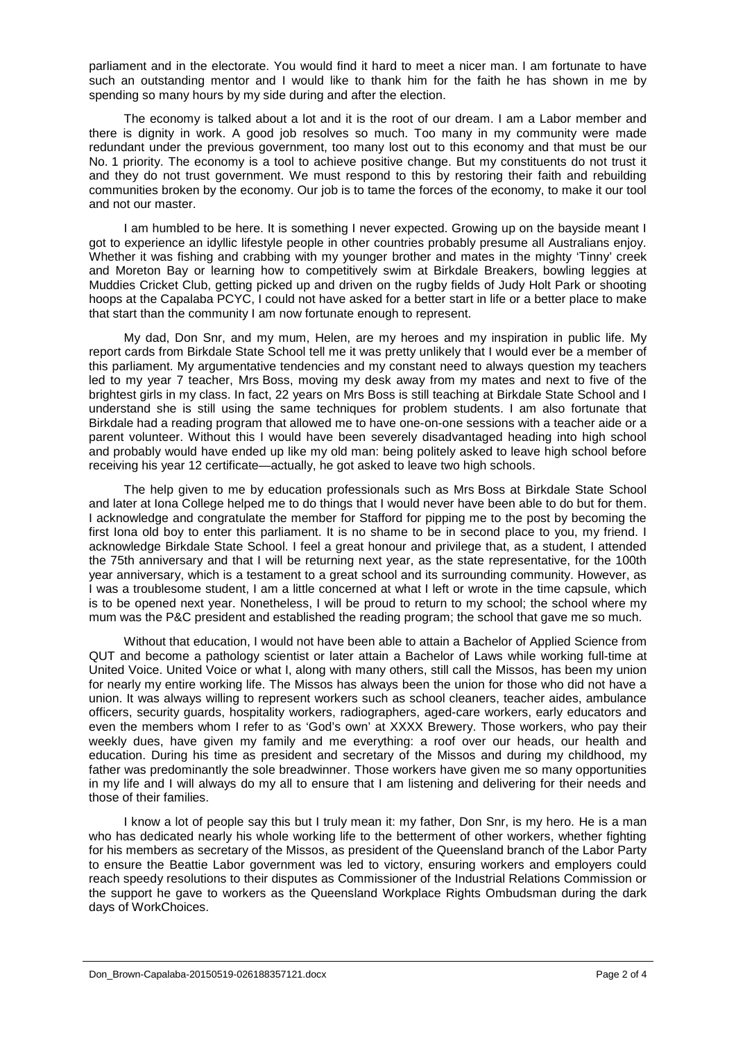parliament and in the electorate. You would find it hard to meet a nicer man. I am fortunate to have such an outstanding mentor and I would like to thank him for the faith he has shown in me by spending so many hours by my side during and after the election.

The economy is talked about a lot and it is the root of our dream. I am a Labor member and there is dignity in work. A good job resolves so much. Too many in my community were made redundant under the previous government, too many lost out to this economy and that must be our No. 1 priority. The economy is a tool to achieve positive change. But my constituents do not trust it and they do not trust government. We must respond to this by restoring their faith and rebuilding communities broken by the economy. Our job is to tame the forces of the economy, to make it our tool and not our master.

I am humbled to be here. It is something I never expected. Growing up on the bayside meant I got to experience an idyllic lifestyle people in other countries probably presume all Australians enjoy. Whether it was fishing and crabbing with my younger brother and mates in the mighty 'Tinny' creek and Moreton Bay or learning how to competitively swim at Birkdale Breakers, bowling leggies at Muddies Cricket Club, getting picked up and driven on the rugby fields of Judy Holt Park or shooting hoops at the Capalaba PCYC, I could not have asked for a better start in life or a better place to make that start than the community I am now fortunate enough to represent.

My dad, Don Snr, and my mum, Helen, are my heroes and my inspiration in public life. My report cards from Birkdale State School tell me it was pretty unlikely that I would ever be a member of this parliament. My argumentative tendencies and my constant need to always question my teachers led to my year 7 teacher, Mrs Boss, moving my desk away from my mates and next to five of the brightest girls in my class. In fact, 22 years on Mrs Boss is still teaching at Birkdale State School and I understand she is still using the same techniques for problem students. I am also fortunate that Birkdale had a reading program that allowed me to have one-on-one sessions with a teacher aide or a parent volunteer. Without this I would have been severely disadvantaged heading into high school and probably would have ended up like my old man: being politely asked to leave high school before receiving his year 12 certificate—actually, he got asked to leave two high schools.

The help given to me by education professionals such as Mrs Boss at Birkdale State School and later at Iona College helped me to do things that I would never have been able to do but for them. I acknowledge and congratulate the member for Stafford for pipping me to the post by becoming the first Iona old boy to enter this parliament. It is no shame to be in second place to you, my friend. I acknowledge Birkdale State School. I feel a great honour and privilege that, as a student, I attended the 75th anniversary and that I will be returning next year, as the state representative, for the 100th year anniversary, which is a testament to a great school and its surrounding community. However, as I was a troublesome student, I am a little concerned at what I left or wrote in the time capsule, which is to be opened next year. Nonetheless, I will be proud to return to my school; the school where my mum was the P&C president and established the reading program; the school that gave me so much.

Without that education, I would not have been able to attain a Bachelor of Applied Science from QUT and become a pathology scientist or later attain a Bachelor of Laws while working full-time at United Voice. United Voice or what I, along with many others, still call the Missos, has been my union for nearly my entire working life. The Missos has always been the union for those who did not have a union. It was always willing to represent workers such as school cleaners, teacher aides, ambulance officers, security guards, hospitality workers, radiographers, aged-care workers, early educators and even the members whom I refer to as 'God's own' at XXXX Brewery. Those workers, who pay their weekly dues, have given my family and me everything: a roof over our heads, our health and education. During his time as president and secretary of the Missos and during my childhood, my father was predominantly the sole breadwinner. Those workers have given me so many opportunities in my life and I will always do my all to ensure that I am listening and delivering for their needs and those of their families.

I know a lot of people say this but I truly mean it: my father, Don Snr, is my hero. He is a man who has dedicated nearly his whole working life to the betterment of other workers, whether fighting for his members as secretary of the Missos, as president of the Queensland branch of the Labor Party to ensure the Beattie Labor government was led to victory, ensuring workers and employers could reach speedy resolutions to their disputes as Commissioner of the Industrial Relations Commission or the support he gave to workers as the Queensland Workplace Rights Ombudsman during the dark days of WorkChoices.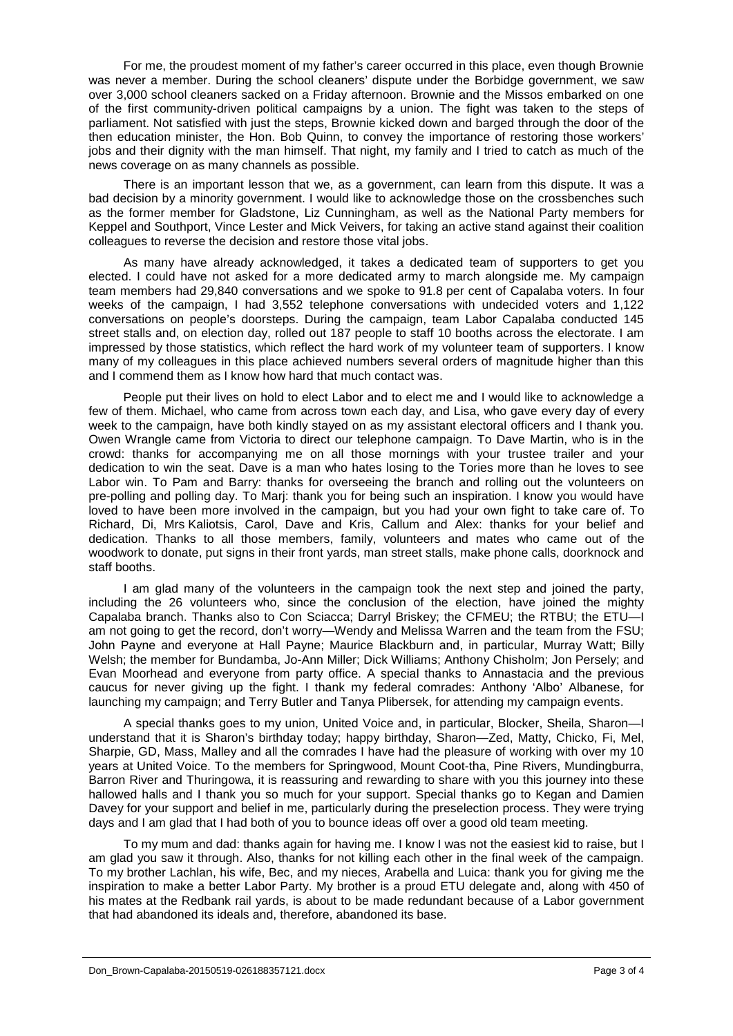For me, the proudest moment of my father's career occurred in this place, even though Brownie was never a member. During the school cleaners' dispute under the Borbidge government, we saw over 3,000 school cleaners sacked on a Friday afternoon. Brownie and the Missos embarked on one of the first community-driven political campaigns by a union. The fight was taken to the steps of parliament. Not satisfied with just the steps, Brownie kicked down and barged through the door of the then education minister, the Hon. Bob Quinn, to convey the importance of restoring those workers' jobs and their dignity with the man himself. That night, my family and I tried to catch as much of the news coverage on as many channels as possible.

There is an important lesson that we, as a government, can learn from this dispute. It was a bad decision by a minority government. I would like to acknowledge those on the crossbenches such as the former member for Gladstone, Liz Cunningham, as well as the National Party members for Keppel and Southport, Vince Lester and Mick Veivers, for taking an active stand against their coalition colleagues to reverse the decision and restore those vital jobs.

As many have already acknowledged, it takes a dedicated team of supporters to get you elected. I could have not asked for a more dedicated army to march alongside me. My campaign team members had 29,840 conversations and we spoke to 91.8 per cent of Capalaba voters. In four weeks of the campaign, I had 3,552 telephone conversations with undecided voters and 1,122 conversations on people's doorsteps. During the campaign, team Labor Capalaba conducted 145 street stalls and, on election day, rolled out 187 people to staff 10 booths across the electorate. I am impressed by those statistics, which reflect the hard work of my volunteer team of supporters. I know many of my colleagues in this place achieved numbers several orders of magnitude higher than this and I commend them as I know how hard that much contact was.

People put their lives on hold to elect Labor and to elect me and I would like to acknowledge a few of them. Michael, who came from across town each day, and Lisa, who gave every day of every week to the campaign, have both kindly stayed on as my assistant electoral officers and I thank you. Owen Wrangle came from Victoria to direct our telephone campaign. To Dave Martin, who is in the crowd: thanks for accompanying me on all those mornings with your trustee trailer and your dedication to win the seat. Dave is a man who hates losing to the Tories more than he loves to see Labor win. To Pam and Barry: thanks for overseeing the branch and rolling out the volunteers on pre-polling and polling day. To Marj: thank you for being such an inspiration. I know you would have loved to have been more involved in the campaign, but you had your own fight to take care of. To Richard, Di, Mrs Kaliotsis, Carol, Dave and Kris, Callum and Alex: thanks for your belief and dedication. Thanks to all those members, family, volunteers and mates who came out of the woodwork to donate, put signs in their front yards, man street stalls, make phone calls, doorknock and staff booths.

I am glad many of the volunteers in the campaign took the next step and joined the party, including the 26 volunteers who, since the conclusion of the election, have joined the mighty Capalaba branch. Thanks also to Con Sciacca; Darryl Briskey; the CFMEU; the RTBU; the ETU—I am not going to get the record, don't worry—Wendy and Melissa Warren and the team from the FSU; John Payne and everyone at Hall Payne; Maurice Blackburn and, in particular, Murray Watt; Billy Welsh; the member for Bundamba, Jo-Ann Miller; Dick Williams; Anthony Chisholm; Jon Persely; and Evan Moorhead and everyone from party office. A special thanks to Annastacia and the previous caucus for never giving up the fight. I thank my federal comrades: Anthony 'Albo' Albanese, for launching my campaign; and Terry Butler and Tanya Plibersek, for attending my campaign events.

A special thanks goes to my union, United Voice and, in particular, Blocker, Sheila, Sharon—I understand that it is Sharon's birthday today; happy birthday, Sharon—Zed, Matty, Chicko, Fi, Mel, Sharpie, GD, Mass, Malley and all the comrades I have had the pleasure of working with over my 10 years at United Voice. To the members for Springwood, Mount Coot-tha, Pine Rivers, Mundingburra, Barron River and Thuringowa, it is reassuring and rewarding to share with you this journey into these hallowed halls and I thank you so much for your support. Special thanks go to Kegan and Damien Davey for your support and belief in me, particularly during the preselection process. They were trying days and I am glad that I had both of you to bounce ideas off over a good old team meeting.

To my mum and dad: thanks again for having me. I know I was not the easiest kid to raise, but I am glad you saw it through. Also, thanks for not killing each other in the final week of the campaign. To my brother Lachlan, his wife, Bec, and my nieces, Arabella and Luica: thank you for giving me the inspiration to make a better Labor Party. My brother is a proud ETU delegate and, along with 450 of his mates at the Redbank rail yards, is about to be made redundant because of a Labor government that had abandoned its ideals and, therefore, abandoned its base.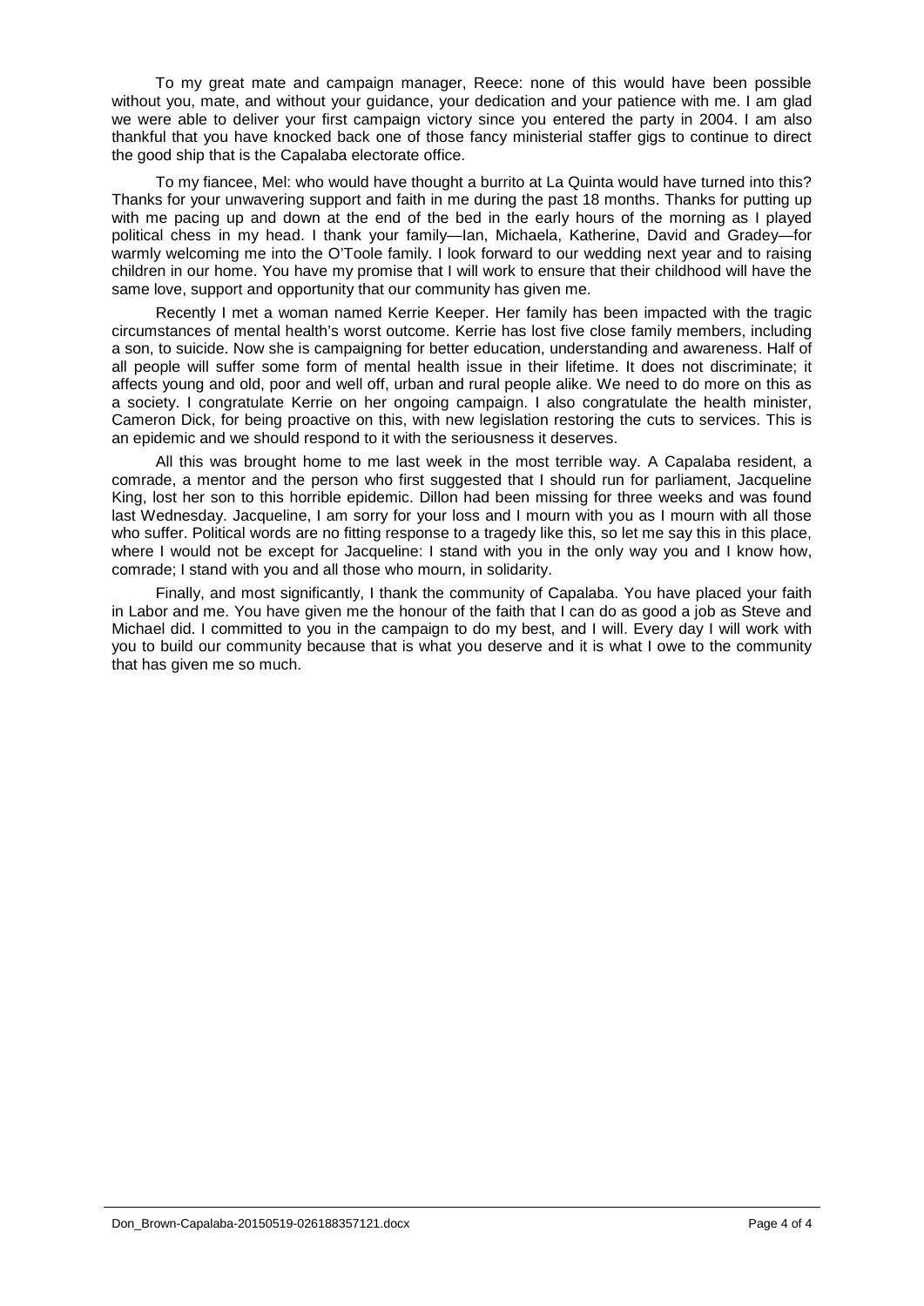To my great mate and campaign manager, Reece: none of this would have been possible without you, mate, and without your guidance, your dedication and your patience with me. I am glad we were able to deliver your first campaign victory since you entered the party in 2004. I am also thankful that you have knocked back one of those fancy ministerial staffer gigs to continue to direct the good ship that is the Capalaba electorate office.

To my fiancee, Mel: who would have thought a burrito at La Quinta would have turned into this? Thanks for your unwavering support and faith in me during the past 18 months. Thanks for putting up with me pacing up and down at the end of the bed in the early hours of the morning as I played political chess in my head. I thank your family—Ian, Michaela, Katherine, David and Gradey—for warmly welcoming me into the O'Toole family. I look forward to our wedding next year and to raising children in our home. You have my promise that I will work to ensure that their childhood will have the same love, support and opportunity that our community has given me.

Recently I met a woman named Kerrie Keeper. Her family has been impacted with the tragic circumstances of mental health's worst outcome. Kerrie has lost five close family members, including a son, to suicide. Now she is campaigning for better education, understanding and awareness. Half of all people will suffer some form of mental health issue in their lifetime. It does not discriminate; it affects young and old, poor and well off, urban and rural people alike. We need to do more on this as a society. I congratulate Kerrie on her ongoing campaign. I also congratulate the health minister, Cameron Dick, for being proactive on this, with new legislation restoring the cuts to services. This is an epidemic and we should respond to it with the seriousness it deserves.

All this was brought home to me last week in the most terrible way. A Capalaba resident, a comrade, a mentor and the person who first suggested that I should run for parliament, Jacqueline King, lost her son to this horrible epidemic. Dillon had been missing for three weeks and was found last Wednesday. Jacqueline, I am sorry for your loss and I mourn with you as I mourn with all those who suffer. Political words are no fitting response to a tragedy like this, so let me say this in this place, where I would not be except for Jacqueline: I stand with you in the only way you and I know how, comrade; I stand with you and all those who mourn, in solidarity.

Finally, and most significantly, I thank the community of Capalaba. You have placed your faith in Labor and me. You have given me the honour of the faith that I can do as good a job as Steve and Michael did. I committed to you in the campaign to do my best, and I will. Every day I will work with you to build our community because that is what you deserve and it is what I owe to the community that has given me so much.